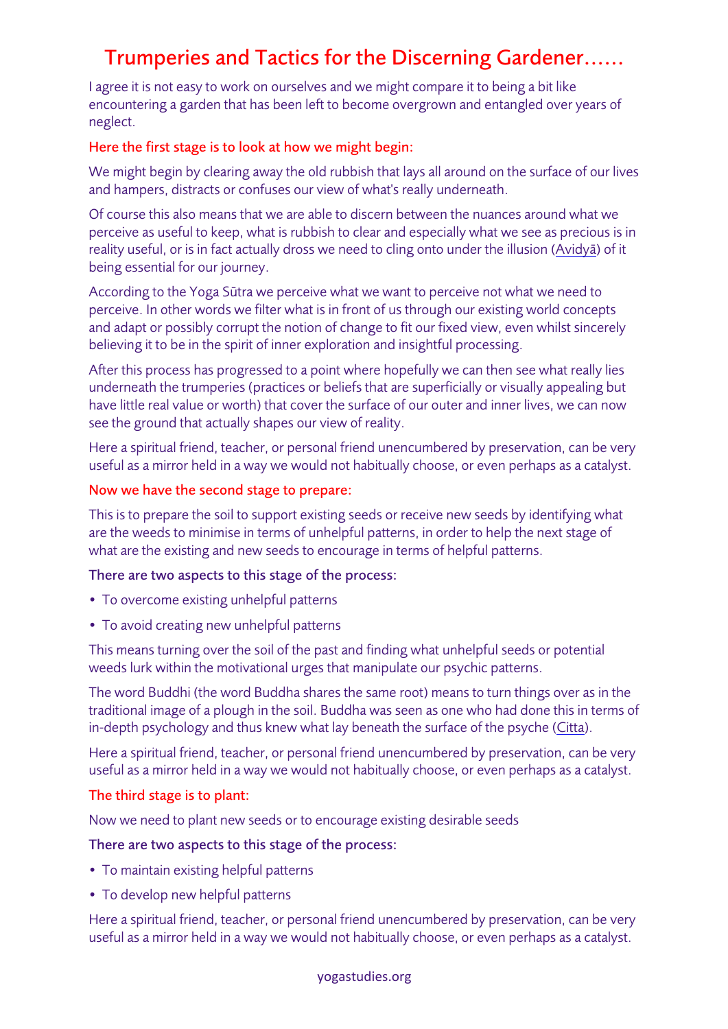# Trumperies and Tactics for the Discerning Gardener……

I agree it is not easy to work on ourselves and we might compare it to being a bit like encountering a garden that has been left to become overgrown and entangled over years of neglect.

## Here the first stage is to look at how we might begin:

We might begin by clearing away the old rubbish that lays all around on the surface of our lives and hampers, distracts or confuses our view of what's really underneath.

Of course this also means that we are able to discern between the nuances around what we perceive as useful to keep, what is rubbish to clear and especially what we see as precious is in reality useful, or is in fact actually dross we need to cling onto under the illusion (Avidyā) of it being essential for our journey.

According to the Yoga Sūtra we perceive what we want to perceive not what we need to perceive. In other words we filter what is in front of us through our existing world concepts and adapt or possibly corrupt the notion of change to fit our fixed view, even whilst sincerely believing it to be in the spirit of inner exploration and insightful processing.

After this process has progressed to a point where hopefully we can then see what really lies underneath the trumperies (practices or beliefs that are superficially or visually appealing but have little real value or worth) that cover the surface of our outer and inner lives, we can now see the ground that actually shapes our view of reality.

Here a spiritual friend, teacher, or personal friend unencumbered by preservation, can be very useful as a mirror held in a way we would not habitually choose, or even perhaps as a catalyst.

## Now we have the second stage to prepare:

This is to prepare the soil to support existing seeds or receive new seeds by identifying what are the weeds to minimise in terms of unhelpful patterns, in order to help the next stage of what are the existing and new seeds to encourage in terms of helpful patterns.

### There are two aspects to this stage of the process:

- To overcome existing unhelpful patterns
- To avoid creating new unhelpful patterns

This means turning over the soil of the past and finding what unhelpful seeds or potential weeds lurk within the motivational urges that manipulate our psychic patterns.

The word Buddhi (the word Buddha shares the same root) means to turn things over as in the traditional image of a plough in the soil. Buddha was seen as one who had done this in terms of in-depth psychology and thus knew what lay beneath the surface of the psyche (Citta).

Here a spiritual friend, teacher, or personal friend unencumbered by preservation, can be very useful as a mirror held in a way we would not habitually choose, or even perhaps as a catalyst.

## The third stage is to plant:

Now we need to plant new seeds or to encourage existing desirable seeds

### There are two aspects to this stage of the process:

- To maintain existing helpful patterns
- To develop new helpful patterns

Here a spiritual friend, teacher, or personal friend unencumbered by preservation, can be very useful as a mirror held in a way we would not habitually choose, or even perhaps as a catalyst.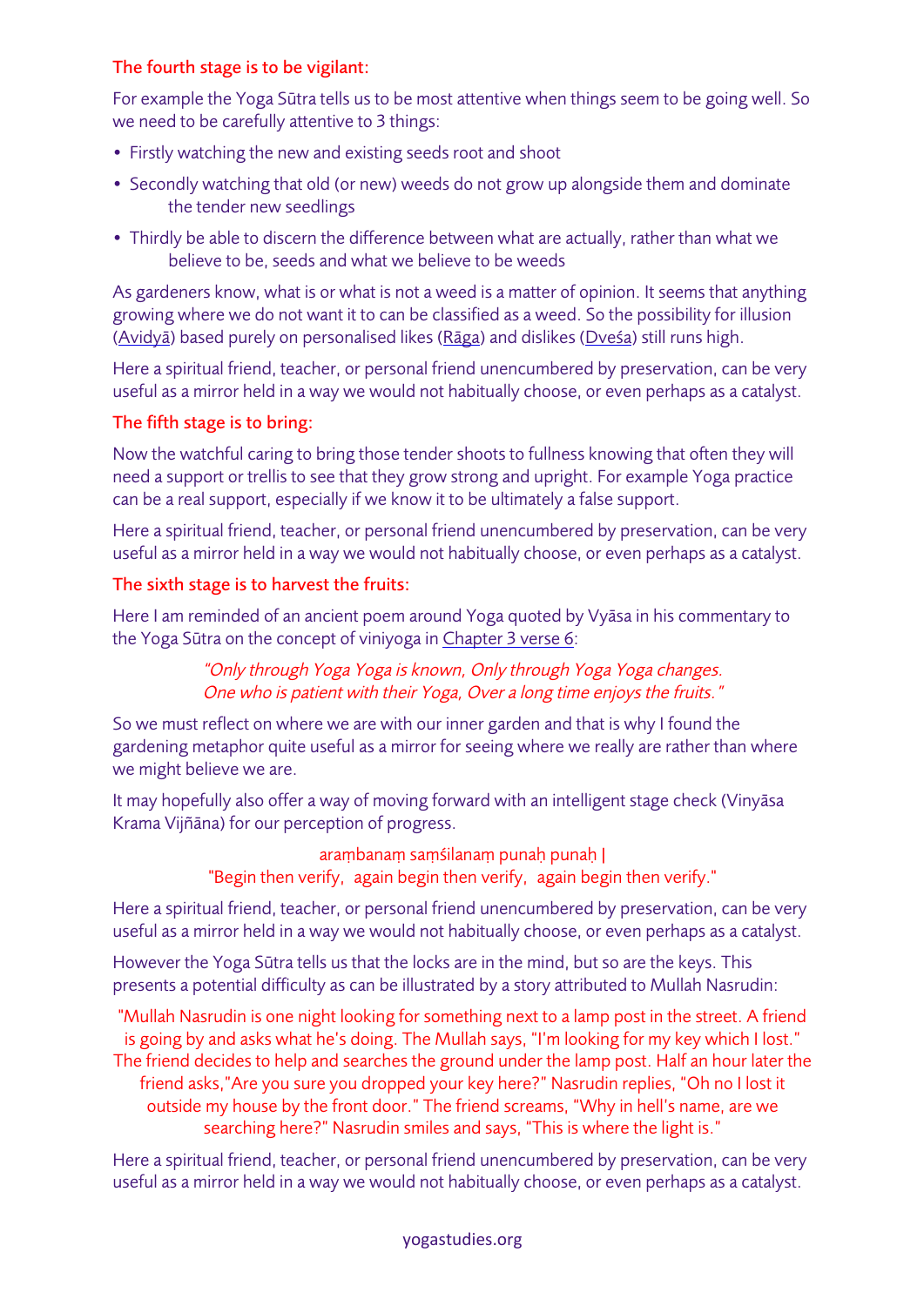### The fourth stage is to be vigilant:

For example the Yoga Sūtra tells us to be most attentive when things seem to be going well. So we need to be carefully attentive to 3 things:

- Firstly watching the new and existing seeds root and shoot
- Secondly watching that old (or new) weeds do not grow up alongside them and dominate the tender new seedlings
- Thirdly be able to discern the difference between what are actually, rather than what we believe to be, seeds and what we believe to be weeds

As gardeners know, what is or what is not a weed is a matter of opinion. It seems that anything growing where we do not want it to can be classified as a weed. So the possibility for illusion (Avidyā) based purely on personalised likes (Rāga) and dislikes (Dveśa) still runs high.

Here a spiritual friend, teacher, or personal friend unencumbered by preservation, can be very useful as a mirror held in a way we would not habitually choose, or even perhaps as a catalyst.

### The fifth stage is to bring:

Now the watchful caring to bring those tender shoots to fullness knowing that often they will need a support or trellis to see that they grow strong and upright. For example Yoga practice can be a real support, especially if we know it to be ultimately a false support.

Here a spiritual friend, teacher, or personal friend unencumbered by preservation, can be very useful as a mirror held in a way we would not habitually choose, or even perhaps as a catalyst.

### The sixth stage is to harvest the fruits:

Here I am reminded of an ancient poem around Yoga quoted by Vyāsa in his commentary to the Yoga Sūtra on the concept of viniyoga in Chapter 3 verse 6:

*"Only through Yoga Yoga is known, Only through Yoga Yoga changes.*
*One who is patient with their Yoga, Over a long time enjoys the fruits."*

So we must reflect on where we are with our inner garden and that is why I found the gardening metaphor quite useful as a mirror for seeing where we really are rather than where we might believe we are.

It may hopefully also offer a way of moving forward with an intelligent stage check (Vinyāsa Krama Vijñāna) for our perception of progress.

araṃbanaṃ saṃśilanaṃ punaḥ punaḥ |
"Begin then verify, again begin then verify, again begin then verify."

Here a spiritual friend, teacher, or personal friend unencumbered by preservation, can be very useful as a mirror held in a way we would not habitually choose, or even perhaps as a catalyst.

However the Yoga Sūtra tells us that the locks are in the mind, but so are the keys. This presents a potential difficulty as can be illustrated by a story attributed to Mullah Nasrudin:

"Mullah Nasrudin is one night looking for something next to a lamp post in the street. A friend is going by and asks what he's doing. The Mullah says, "I'm looking for my key which I lost." The friend decides to help and searches the ground under the lamp post. Half an hour later the friend asks,"Are you sure you dropped your key here?" Nasrudin replies, "Oh no I lost it outside my house by the front door." The friend screams, "Why in hell's name, are we searching here?" Nasrudin smiles and says, "This is where the light is."

Here a spiritual friend, teacher, or personal friend unencumbered by preservation, can be very useful as a mirror held in a way we would not habitually choose, or even perhaps as a catalyst.